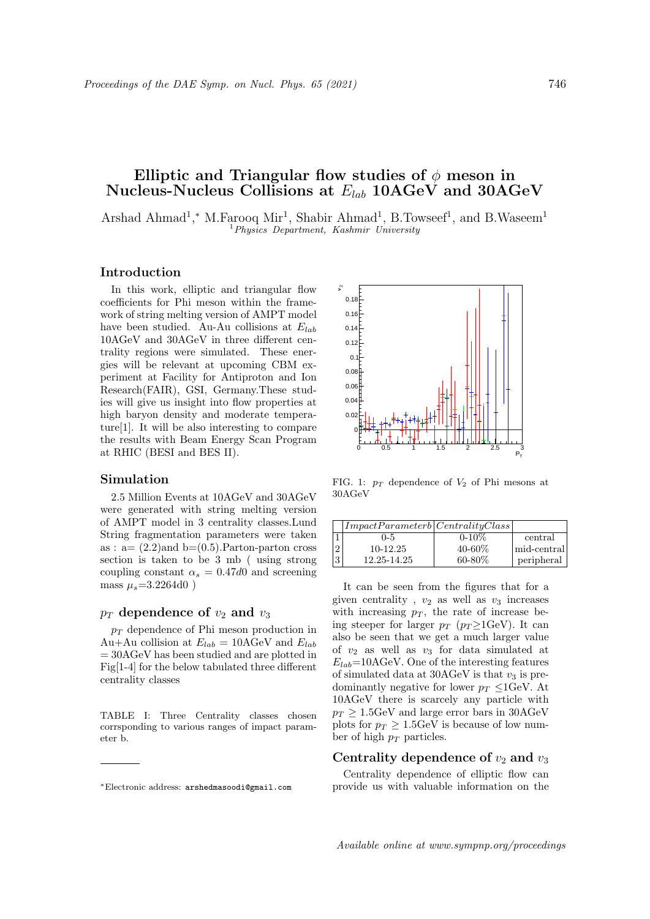# Elliptic and Triangular flow studies of $\phi$ meson in Nucleus-Nucleus Collisions at $E_{lab}$ 10AGeV and 30AGeV

Arshad Ahmad[1],* M.Farooq Mir[1], Shabir Ahmad[1], B.Towseef[1], and B.Waseem[1]

[1]*Physics Department, Kashmir University*

## Introduction

In this work, elliptic and triangular flow coefficients for Phi meson within the framework of string melting version of AMPT model have been studied. Au-Au collisions at $E_{lab}$ 10AGeV and 30AGeV in three different centrality regions were simulated. These energies will be relevant at upcoming CBM experiment at Facility for Antiproton and Ion Research(FAIR), GSI, Germany.These studies will give us insight into flow properties at high baryon density and moderate temperature[1]. It will be also interesting to compare the results with Beam Energy Scan Program at RHIC (BESI and BES II).

## Simulation

2.5 Million Events at 10AGeV and 30AGeV were generated with string melting version of AMPT model in 3 centrality classes.Lund String fragmentation parameters were taken as : a= (2.2)and b=(0.5).Parton-parton cross section is taken to be 3 mb ( using strong coupling constant $\alpha_s$ = 0.47$d$0 and screening mass $\mu_s$=3.2264d0 )

## $p_T$ dependence of $v_2$ and $v_3$

$p_T$ dependence of Phi meson production in Au+Au collision at $E_{lab}$ = 10AGeV and $E_{lab}$ = 30AGeV has been studied and are plotted in Fig[1-4] for the below tabulated three different centrality classes

TABLE I: Three Centrality classes chosen corrsponding to various ranges of impact parameter b.

| | $Impact Parameter b$ | $Centrality Class$ | |
|---|---|---|---|
| 1 | 0-5 | 0-10% | central |
| 2 | 10-12.25 | 40-60% | mid-central |
| 3 | 12.25-14.25 | 60-80% | peripheral |

FIG. 1: $p_T$ dependence of $V_2$ of Phi mesons at 30AGeV

It can be seen from the figures that for a given centrality , $v_2$ as well as $v_3$ increases with increasing $p_T$, the rate of increase being steeper for larger $p_T$ ($p_T$≥1GeV). It can also be seen that we get a much larger value of $v_2$ as well as $v_3$ for data simulated at $E_{lab}$=10AGeV. One of the interesting features of simulated data at 30AGeV is that $v_3$ is predominantly negative for lower $p_T$ ≤1GeV. At 10AGeV there is scarcely any particle with $p_T$ ≥ 1.5GeV and large error bars in 30AGeV plots for $p_T$ ≥ 1.5GeV is because of low number of high $p_T$ particles.

## Centrality dependence of $v_2$ and $v_3$

Centrality dependence of elliptic flow can provide us with valuable information on the

*Electronic address: arshedmasoodi@gmail.com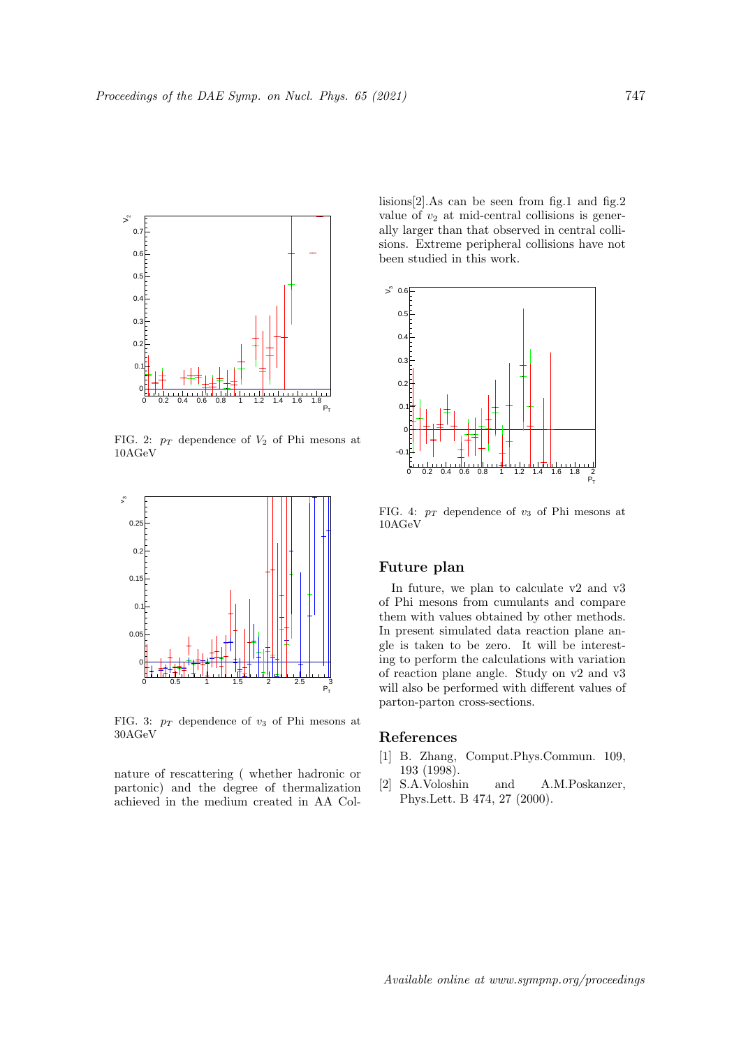$V_2$

0.7
0.6
0.5
0.4
0.3
0.2
0.1
0

0 0.2 0.4 0.6 0.8 1 1.2 1.4 1.6 1.8

$P_T$

FIG. 2: $p_T$ dependence of $V_2$ of Phi mesons at 10AGeV

$v_3$

0.25
0.2
0.15
0.1
0.05
0

0 0.5 1 1.5 2 2.5 3

$P_T$

FIG. 3: $p_T$ dependence of $v_3$ of Phi mesons at 30AGeV

nature of rescattering ( whether hadronic or partonic) and the degree of thermalization achieved in the medium created in AA Collisions[2].As can be seen from fig.1 and fig.2 value of $v_2$ at mid-central collisions is generally larger than that observed in central collisions. Extreme peripheral collisions have not been studied in this work.

$v_3$

0.6
0.5
0.4
0.3
0.2
0.1
0
-0.1

0 0.2 0.4 0.6 0.8 1 1.2 1.4 1.6 1.8 2

$P_T$

FIG. 4: $p_T$ dependence of $v_3$ of Phi mesons at 10AGeV

## Future plan

In future, we plan to calculate v2 and v3 of Phi mesons from cumulants and compare them with values obtained by other methods. In present simulated data reaction plane angle is taken to be zero. It will be interesting to perform the calculations with variation of reaction plane angle. Study on v2 and v3 will also be performed with different values of parton-parton cross-sections.

## References

[1] B. Zhang, Comput.Phys.Commun. 109, 193 (1998).

[2] S.A.Voloshin and A.M.Poskanzer, Phys.Lett. B 474, 27 (2000).